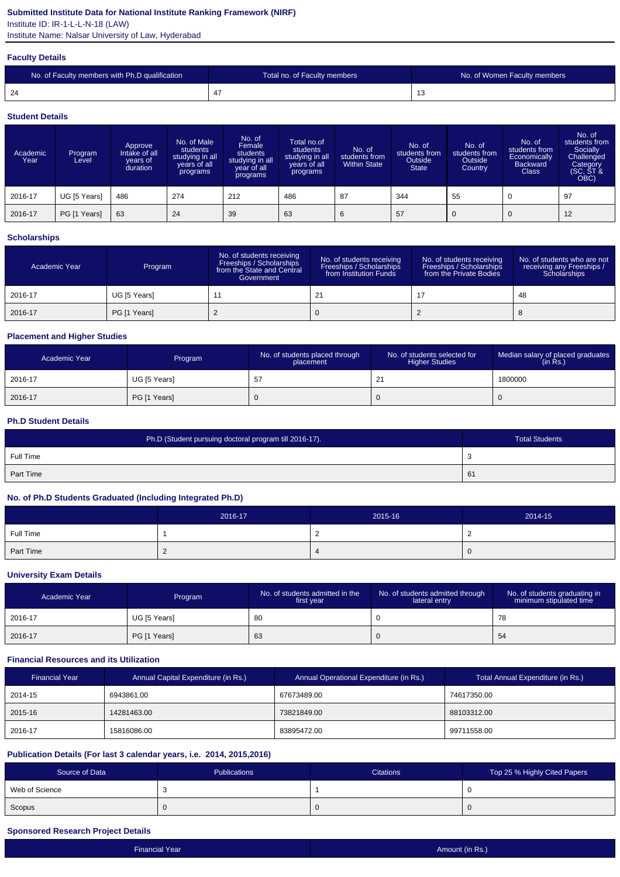**Submitted Institute Data for National Institute Ranking Framework (NIRF)**

Institute ID: IR-1-L-L-N-18 (LAW)

Institute Name: Nalsar University of Law, Hyderabad

### Faculty Details

| No. of Faculty members with Ph.D qualification | Total no. of Faculty members | No. of Women Faculty members |
|---|---|---|
| 24 | 47 | 13 |

### Student Details

| Academic Year | Program Level | Approve Intake of all years of duration | No. of Male students studying in all years of all programs | No. of Female students studying in all year of all programs | Total no.of students studying in all years of all programs | No. of students from Within State | No. of students from Outside State | No. of students from Outside Country | No. of students from Economically Backward Class | No. of students from Socially Challenged Category (SC, ST & OBC) |
|---|---|---|---|---|---|---|---|---|---|---|
| 2016-17 | UG [5 Years] | 486 | 274 | 212 | 486 | 87 | 344 | 55 | 0 | 97 |
| 2016-17 | PG [1 Years] | 63 | 24 | 39 | 63 | 6 | 57 | 0 | 0 | 12 |

### Scholarships

| Academic Year | Program | No. of students receiving Freeships / Scholarships from the State and Central Government | No. of students receiving Freeships / Scholarships from Institution Funds | No. of students receiving Freeships / Scholarships from the Private Bodies | No. of students who are not receiving any Freeships / Scholarships |
|---|---|---|---|---|---|
| 2016-17 | UG [5 Years] | 11 | 21 | 17 | 48 |
| 2016-17 | PG [1 Years] | 2 | 0 | 2 | 8 |

### Placement and Higher Studies

| Academic Year | Program | No. of students placed through placement | No. of students selected for Higher Studies | Median salary of placed graduates (in Rs.) |
|---|---|---|---|---|
| 2016-17 | UG [5 Years] | 57 | 21 | 1800000 |
| 2016-17 | PG [1 Years] | 0 | 0 | 0 |

### Ph.D Student Details

| Ph.D (Student pursuing doctoral program till 2016-17). | Total Students |
|---|---|
| Full Time | 3 |
| Part Time | 61 |

### No. of Ph.D Students Graduated (Including Integrated Ph.D)

| | 2016-17 | 2015-16 | 2014-15 |
|---|---|---|---|
| Full Time | 1 | 2 | 2 |
| Part Time | 2 | 4 | 0 |

### University Exam Details

| Academic Year | Program | No. of students admitted in the first year | No. of students admitted through lateral entry | No. of students graduating in minimum stipulated time |
|---|---|---|---|---|
| 2016-17 | UG [5 Years] | 80 | 0 | 78 |
| 2016-17 | PG [1 Years] | 63 | 0 | 54 |

### Financial Resources and its Utilization

| Financial Year | Annual Capital Expenditure (in Rs.) | Annual Operational Expenditure (in Rs.) | Total Annual Expenditure (in Rs.) |
|---|---|---|---|
| 2014-15 | 6943861.00 | 67673489.00 | 74617350.00 |
| 2015-16 | 14281463.00 | 73821849.00 | 88103312.00 |
| 2016-17 | 15816086.00 | 83895472.00 | 99711558.00 |

### Publication Details (For last 3 calendar years, i.e. 2014, 2015,2016)

| Source of Data | Publications | Citations | Top 25 % Highly Cited Papers |
|---|---|---|---|
| Web of Science | 3 | 1 | 0 |
| Scopus | 0 | 0 | 0 |

### Sponsored Research Project Details

| Financial Year | Amount (in Rs.) |
|---|---|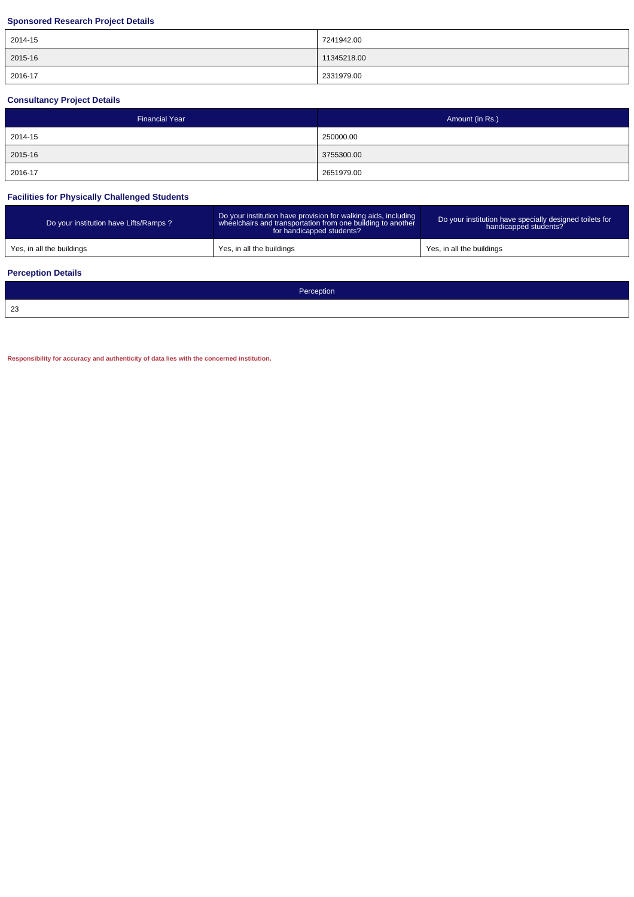### Sponsored Research Project Details

| | |
|---|---|
| 2014-15 | 7241942.00 |
| 2015-16 | 11345218.00 |
| 2016-17 | 2331979.00 |

### Consultancy Project Details

| Financial Year | Amount (in Rs.) |
|---|---|
| 2014-15 | 250000.00 |
| 2015-16 | 3755300.00 |
| 2016-17 | 2651979.00 |

### Facilities for Physically Challenged Students

| Do your institution have Lifts/Ramps ? | Do your institution have provision for walking aids, including wheelchairs and transportation from one building to another for handicapped students? | Do your institution have specially designed toilets for handicapped students? |
|---|---|---|
| Yes, in all the buildings | Yes, in all the buildings | Yes, in all the buildings |

### Perception Details

| Perception |
|---|
| 23 |

**Responsibility for accuracy and authenticity of data lies with the concerned institution.**